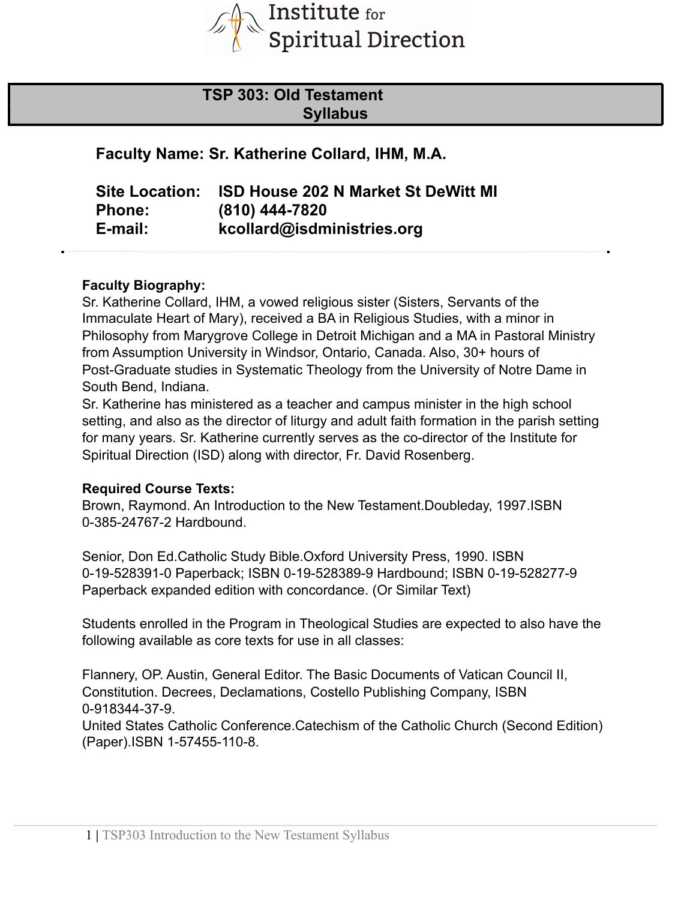Institute for Spiritual Direction

# TSP 303: Old Testament Syllabus

**Faculty Name: Sr. Katherine Collard, IHM, M.A.**

**Site Location:** **ISD House 202 N Market St DeWitt MI**
**Phone:** **(810) 444-7820**
**E-mail:** **kcollard@isdministries.org**

**Faculty Biography:**
Sr. Katherine Collard, IHM, a vowed religious sister (Sisters, Servants of the Immaculate Heart of Mary), received a BA in Religious Studies, with a minor in Philosophy from Marygrove College in Detroit Michigan and a MA in Pastoral Ministry from Assumption University in Windsor, Ontario, Canada. Also, 30+ hours of Post-Graduate studies in Systematic Theology from the University of Notre Dame in South Bend, Indiana.
Sr. Katherine has ministered as a teacher and campus minister in the high school setting, and also as the director of liturgy and adult faith formation in the parish setting for many years. Sr. Katherine currently serves as the co-director of the Institute for Spiritual Direction (ISD) along with director, Fr. David Rosenberg.

**Required Course Texts:**
Brown, Raymond. An Introduction to the New Testament.Doubleday, 1997.ISBN 0-385-24767-2 Hardbound.

Senior, Don Ed.Catholic Study Bible.Oxford University Press, 1990. ISBN 0-19-528391-0 Paperback; ISBN 0-19-528389-9 Hardbound; ISBN 0-19-528277-9 Paperback expanded edition with concordance. (Or Similar Text)

Students enrolled in the Program in Theological Studies are expected to also have the following available as core texts for use in all classes:

Flannery, OP. Austin, General Editor. The Basic Documents of Vatican Council II, Constitution. Decrees, Declamations, Costello Publishing Company, ISBN 0-918344-37-9.
United States Catholic Conference.Catechism of the Catholic Church (Second Edition) (Paper).ISBN 1-57455-110-8.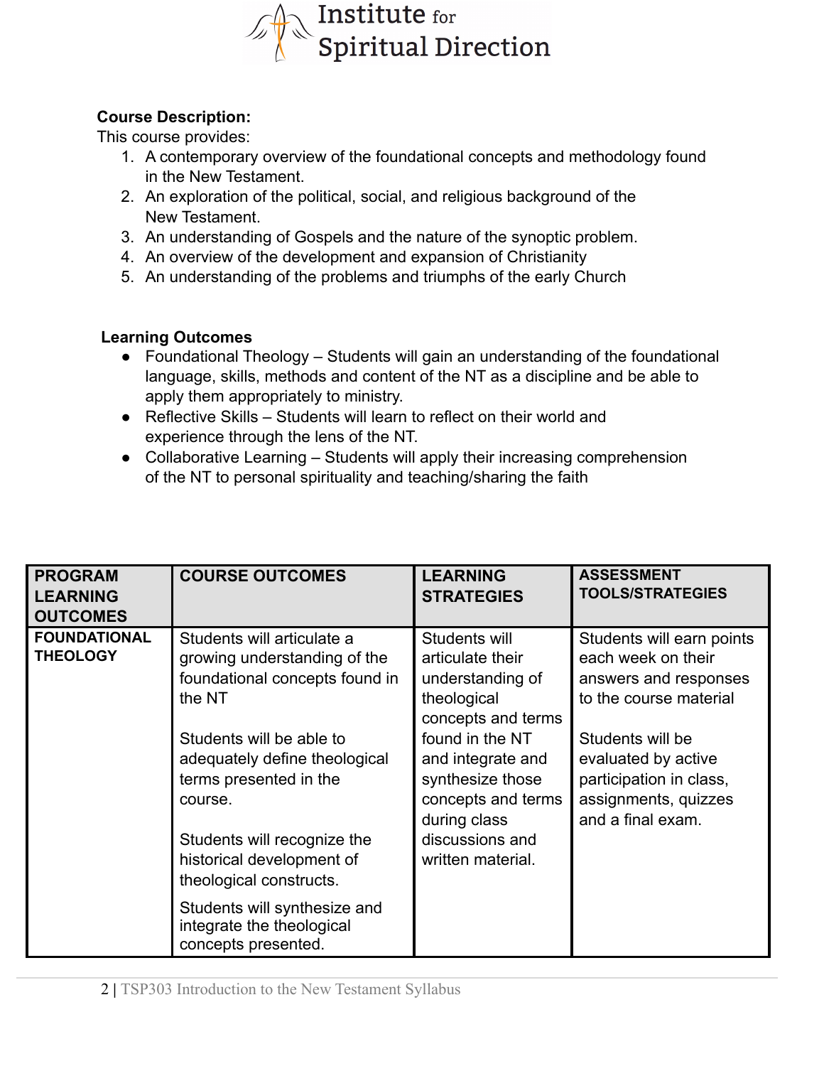**Course Description:**

This course provides:

1. A contemporary overview of the foundational concepts and methodology found in the New Testament.
2. An exploration of the political, social, and religious background of the New Testament.
3. An understanding of Gospels and the nature of the synoptic problem.
4. An overview of the development and expansion of Christianity
5. An understanding of the problems and triumphs of the early Church

**Learning Outcomes**

- Foundational Theology – Students will gain an understanding of the foundational language, skills, methods and content of the NT as a discipline and be able to apply them appropriately to ministry.
- Reflective Skills – Students will learn to reflect on their world and experience through the lens of the NT.
- Collaborative Learning – Students will apply their increasing comprehension of the NT to personal spirituality and teaching/sharing the faith

| PROGRAM LEARNING OUTCOMES | COURSE OUTCOMES | LEARNING STRATEGIES | ASSESSMENT TOOLS/STRATEGIES |
|---|---|---|---|
| **FOUNDATIONAL THEOLOGY** | Students will articulate a growing understanding of the foundational concepts found in the NT<br><br>Students will be able to adequately define theological terms presented in the course.<br><br>Students will recognize the historical development of theological constructs.<br><br>Students will synthesize and integrate the theological concepts presented. | Students will articulate their understanding of theological concepts and terms found in the NT and integrate and synthesize those concepts and terms during class discussions and written material. | Students will earn points each week on their answers and responses to the course material<br><br>Students will be evaluated by active participation in class, assignments, quizzes and a final exam. |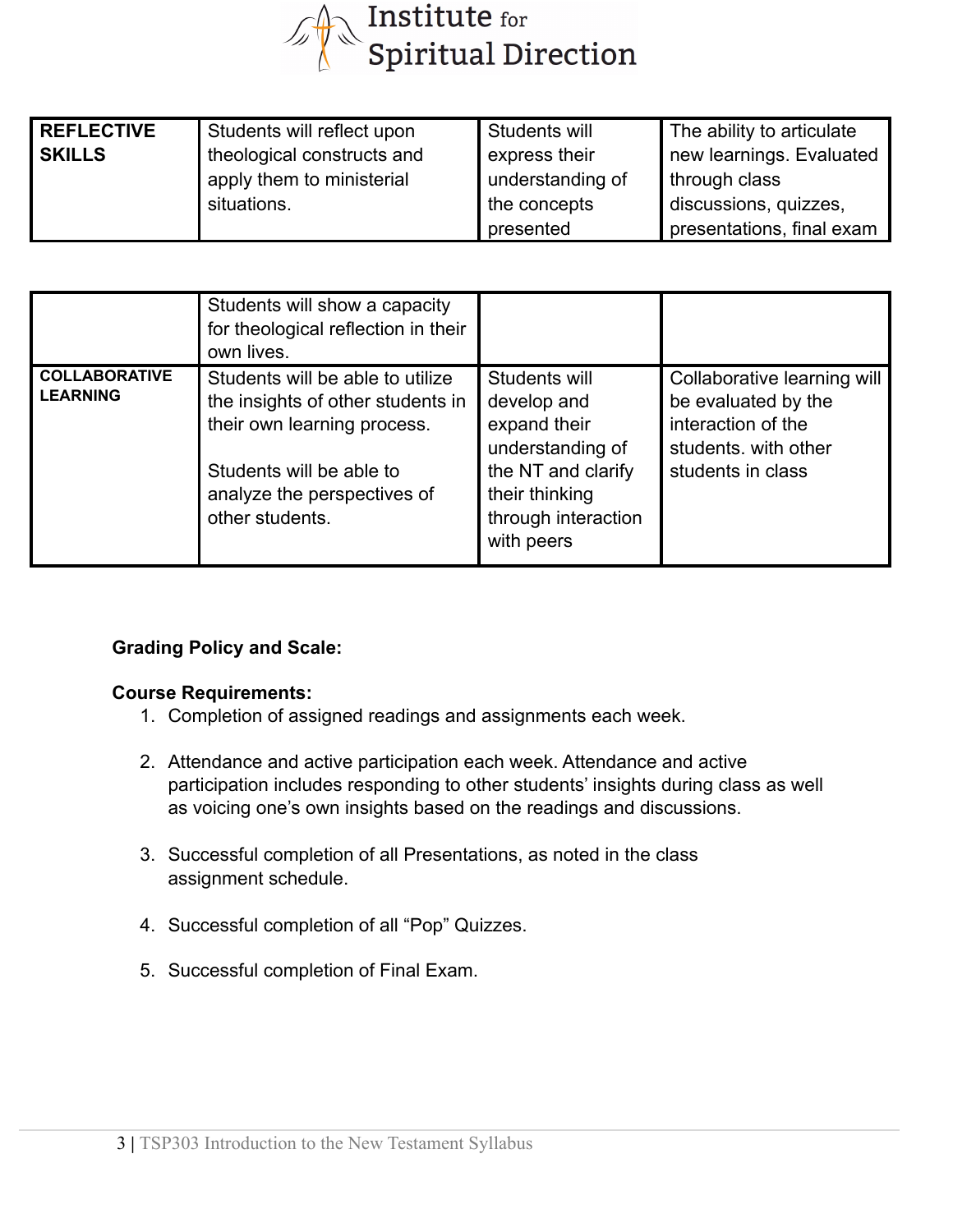| | | | |
|---|---|---|---|
| **REFLECTIVE SKILLS** | Students will reflect upon theological constructs and apply them to ministerial situations.<br><br>Students will show a capacity for theological reflection in their own lives. | Students will express their understanding of the concepts presented | The ability to articulate new learnings. Evaluated through class discussions, quizzes, presentations, final exam |
| **COLLABORATIVE LEARNING** | Students will be able to utilize the insights of other students in their own learning process.<br><br>Students will be able to analyze the perspectives of other students. | Students will develop and expand their understanding of the NT and clarify their thinking through interaction with peers | Collaborative learning will be evaluated by the interaction of the students. with other students in class |

**Grading Policy and Scale:**

**Course Requirements:**

1. Completion of assigned readings and assignments each week.

2. Attendance and active participation each week. Attendance and active participation includes responding to other students' insights during class as well as voicing one's own insights based on the readings and discussions.

3. Successful completion of all Presentations, as noted in the class assignment schedule.

4. Successful completion of all "Pop" Quizzes.

5. Successful completion of Final Exam.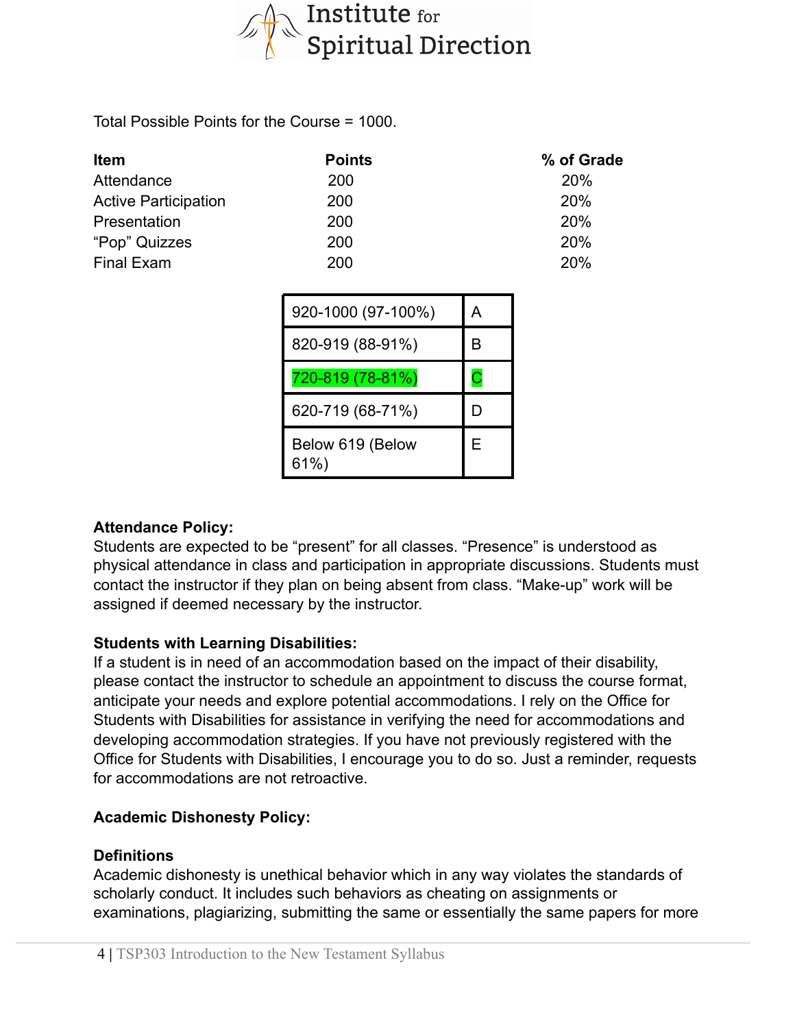Total Possible Points for the Course = 1000.

| Item | Points | % of Grade |
| --- | --- | --- |
| Attendance | 200 | 20% |
| Active Participation | 200 | 20% |
| Presentation | 200 | 20% |
| "Pop" Quizzes | 200 | 20% |
| Final Exam | 200 | 20% |

| | |
| --- | --- |
| 920-1000 (97-100%) | A |
| 820-919 (88-91%) | B |
| 720-819 (78-81%) | C |
| 620-719 (68-71%) | D |
| Below 619 (Below 61%) | E |

**Attendance Policy:**
Students are expected to be "present" for all classes. "Presence" is understood as physical attendance in class and participation in appropriate discussions. Students must contact the instructor if they plan on being absent from class. "Make-up" work will be assigned if deemed necessary by the instructor.

**Students with Learning Disabilities:**
If a student is in need of an accommodation based on the impact of their disability, please contact the instructor to schedule an appointment to discuss the course format, anticipate your needs and explore potential accommodations. I rely on the Office for Students with Disabilities for assistance in verifying the need for accommodations and developing accommodation strategies. If you have not previously registered with the Office for Students with Disabilities, I encourage you to do so. Just a reminder, requests for accommodations are not retroactive.

**Academic Dishonesty Policy:**

**Definitions**
Academic dishonesty is unethical behavior which in any way violates the standards of scholarly conduct. It includes such behaviors as cheating on assignments or examinations, plagiarizing, submitting the same or essentially the same papers for more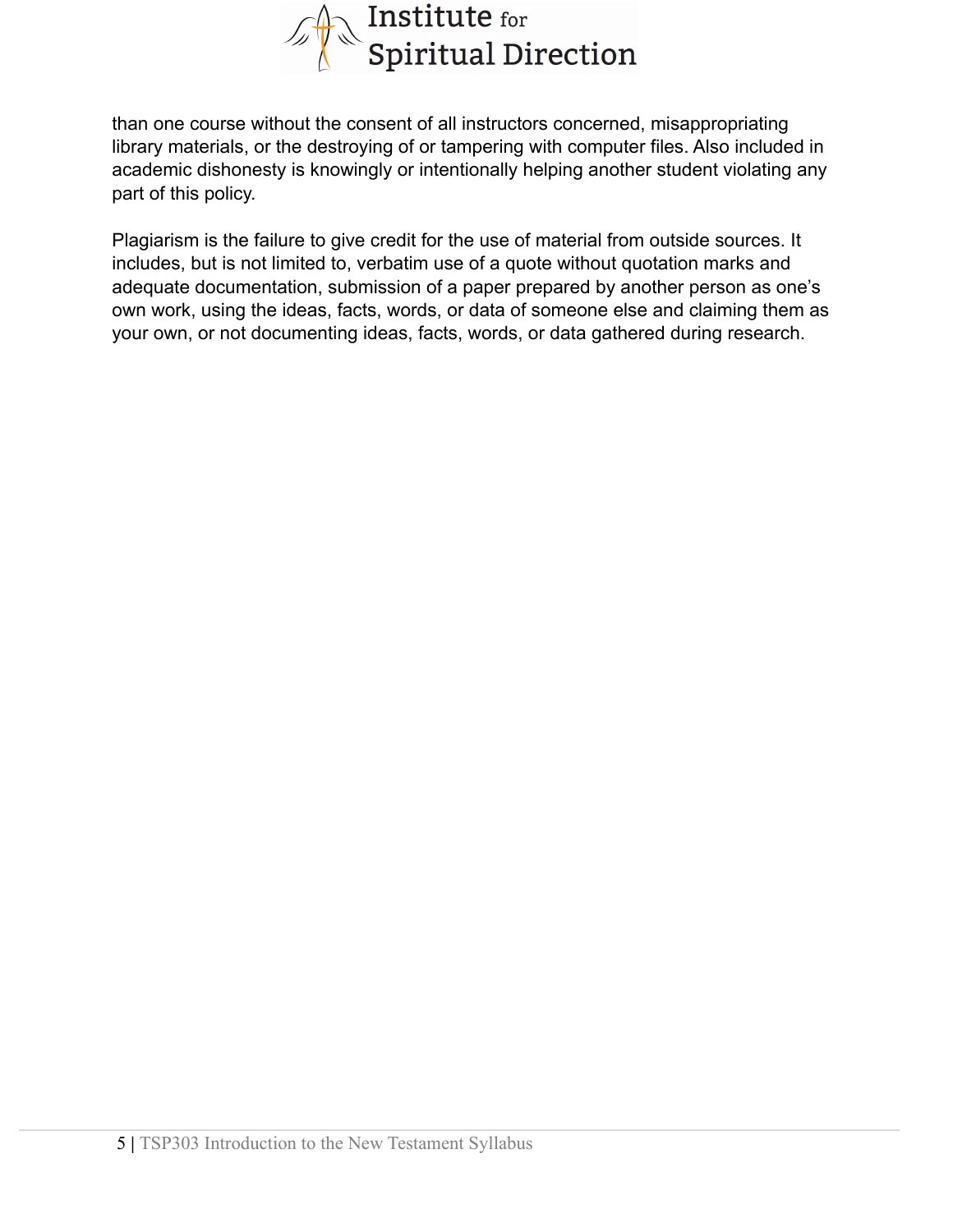than one course without the consent of all instructors concerned, misappropriating library materials, or the destroying of or tampering with computer files. Also included in academic dishonesty is knowingly or intentionally helping another student violating any part of this policy.

Plagiarism is the failure to give credit for the use of material from outside sources. It includes, but is not limited to, verbatim use of a quote without quotation marks and adequate documentation, submission of a paper prepared by another person as one's own work, using the ideas, facts, words, or data of someone else and claiming them as your own, or not documenting ideas, facts, words, or data gathered during research.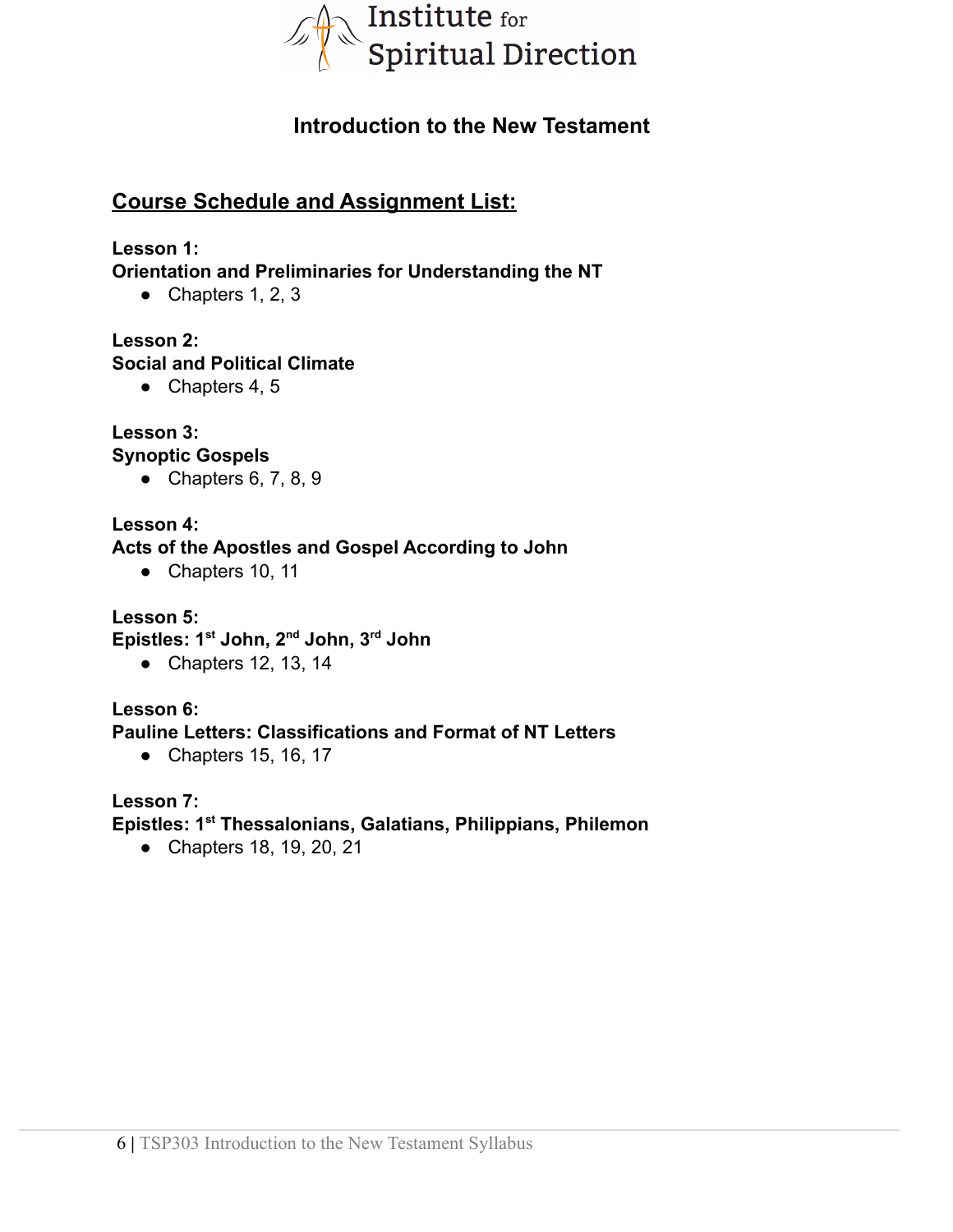Institute for Spiritual Direction

## Introduction to the New Testament

### Course Schedule and Assignment List:

**Lesson 1:**
**Orientation and Preliminaries for Understanding the NT**

- Chapters 1, 2, 3

**Lesson 2:**
**Social and Political Climate**

- Chapters 4, 5

**Lesson 3:**
**Synoptic Gospels**

- Chapters 6, 7, 8, 9

**Lesson 4:**
**Acts of the Apostles and Gospel According to John**

- Chapters 10, 11

**Lesson 5:**
**Epistles: 1st John, 2nd John, 3rd John**

- Chapters 12, 13, 14

**Lesson 6:**
**Pauline Letters: Classifications and Format of NT Letters**

- Chapters 15, 16, 17

**Lesson 7:**
**Epistles: 1st Thessalonians, Galatians, Philippians, Philemon**

- Chapters 18, 19, 20, 21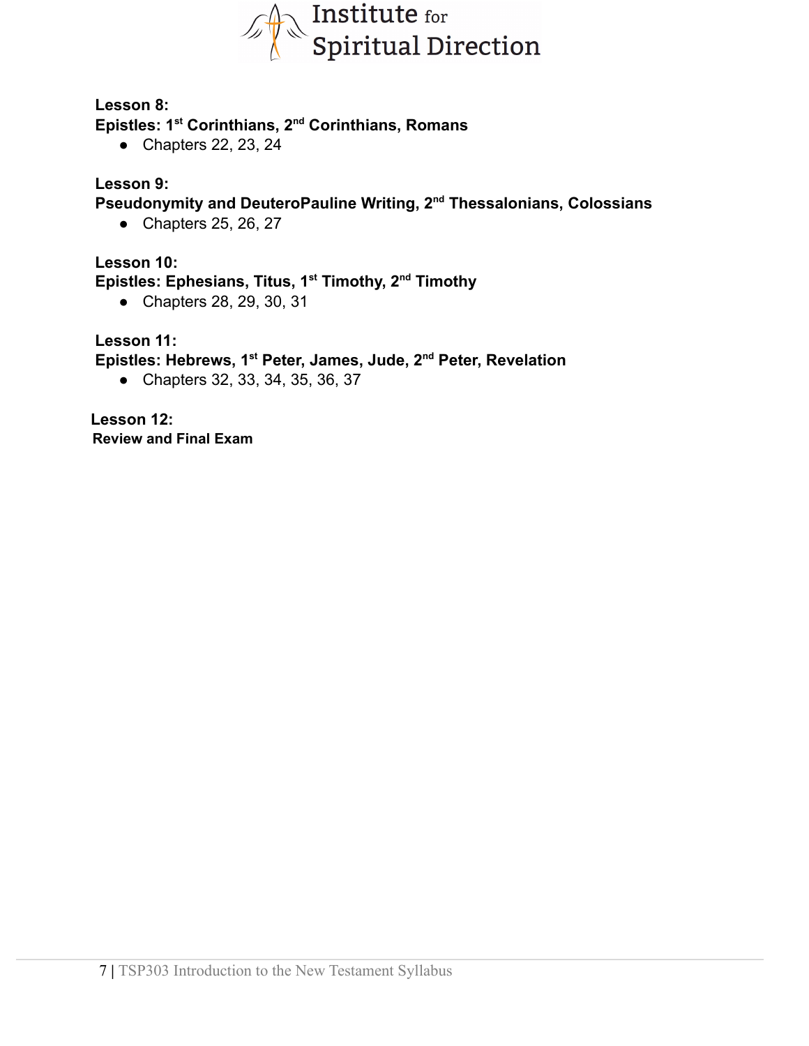**Lesson 8:**
**Epistles: 1st Corinthians, 2nd Corinthians, Romans**

- Chapters 22, 23, 24

**Lesson 9:**
**Pseudonymity and DeuteroPauline Writing, 2nd Thessalonians, Colossians**

- Chapters 25, 26, 27

**Lesson 10:**
**Epistles: Ephesians, Titus, 1st Timothy, 2nd Timothy**

- Chapters 28, 29, 30, 31

**Lesson 11:**
**Epistles: Hebrews, 1st Peter, James, Jude, 2nd Peter, Revelation**

- Chapters 32, 33, 34, 35, 36, 37

**Lesson 12:**
**Review and Final Exam**